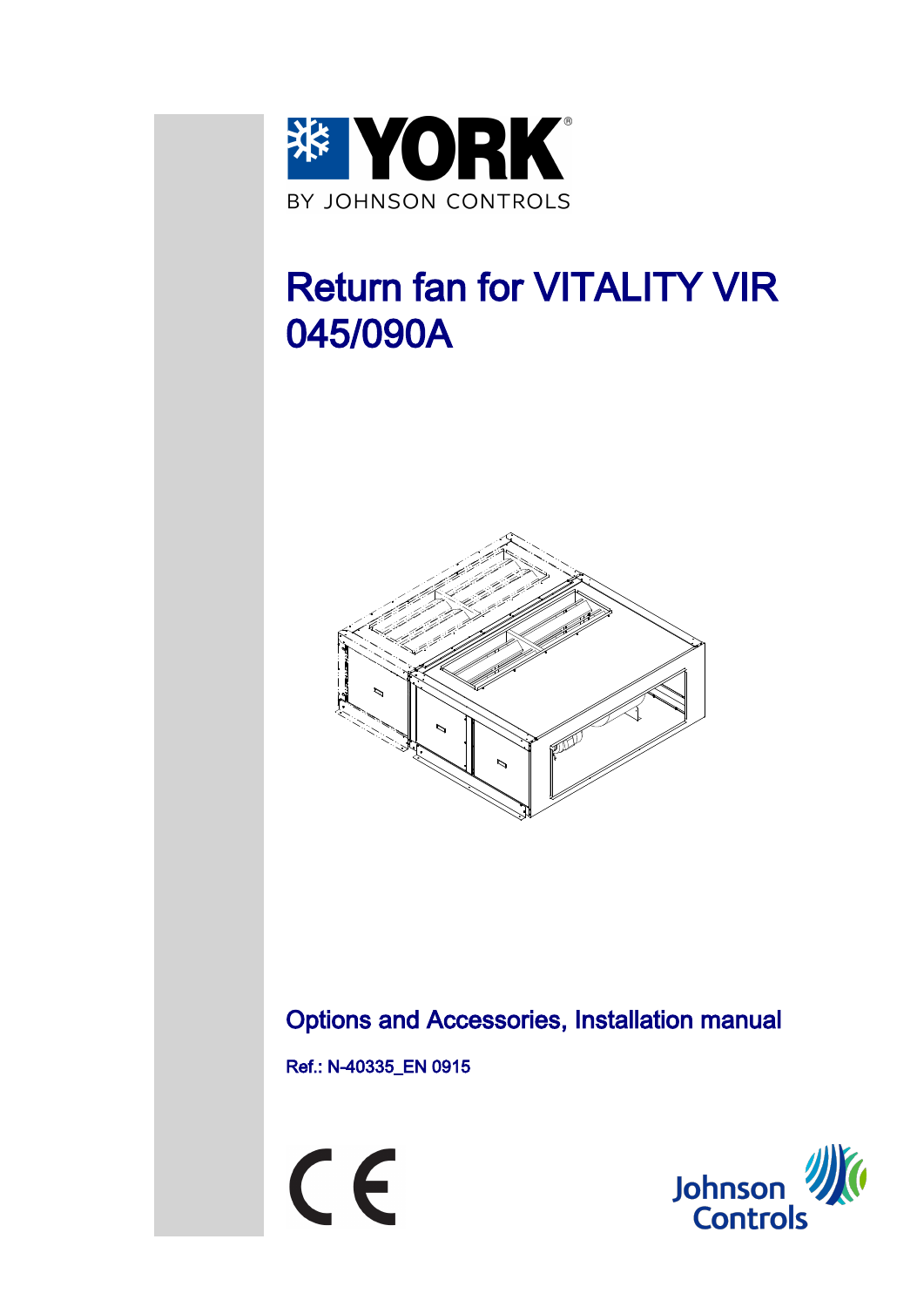YORK
BY JOHNSON CONTROLS

# Return fan for VITALITY VIR 045/090A

## Options and Accessories, Installation manual

Ref.: N-40335_EN 0915

Johnson Controls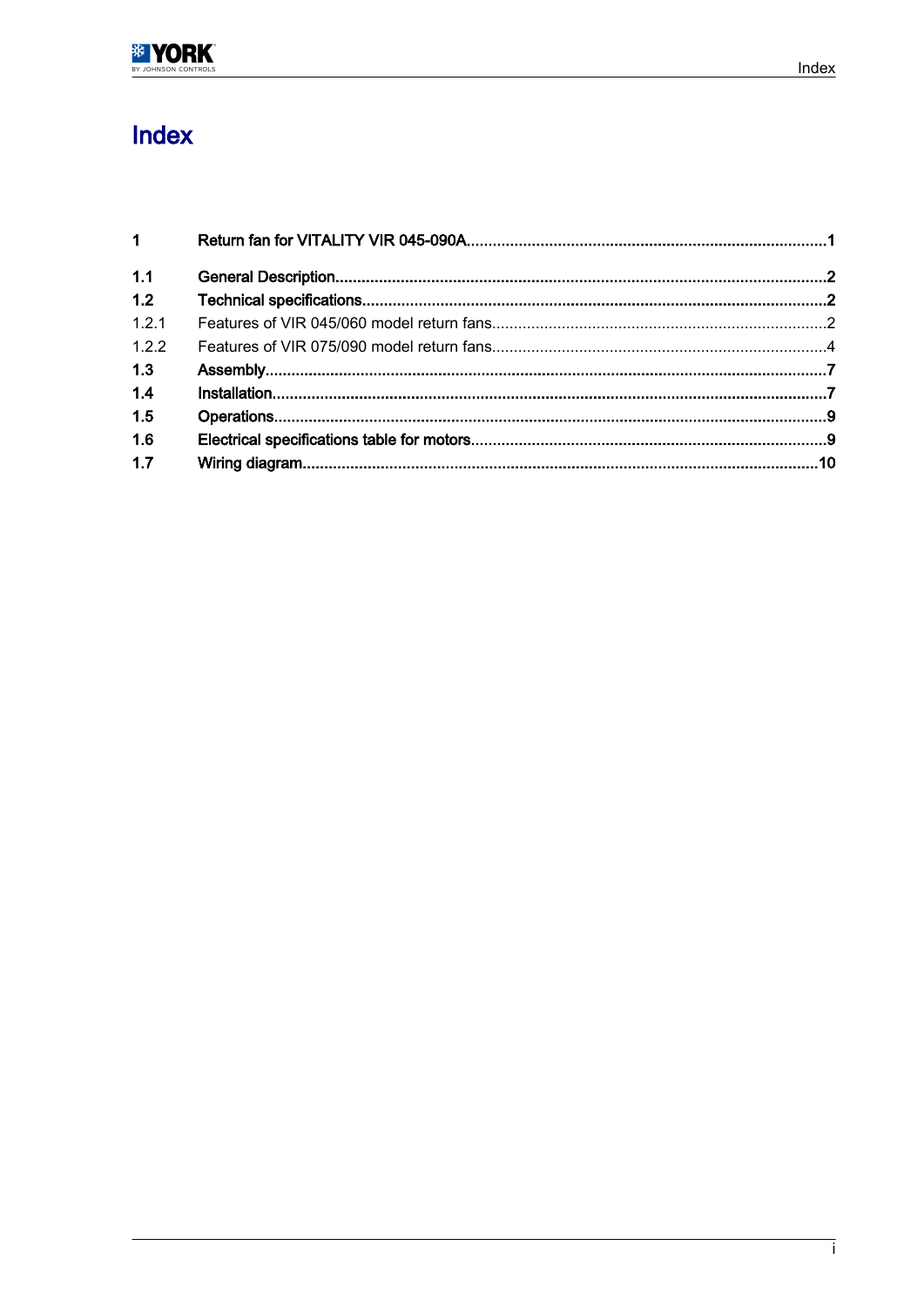# Index

| | | |
|---|---|---|
| **1** | **Return fan for VITALITY VIR 045-090A** | **1** |
| **1.1** | **General Description** | **2** |
| **1.2** | **Technical specifications** | **2** |
| 1.2.1 | Features of VIR 045/060 model return fans | 2 |
| 1.2.2 | Features of VIR 075/090 model return fans | 4 |
| **1.3** | **Assembly** | **7** |
| **1.4** | **Installation** | **7** |
| **1.5** | **Operations** | **9** |
| **1.6** | **Electrical specifications table for motors** | **9** |
| **1.7** | **Wiring diagram** | **10** |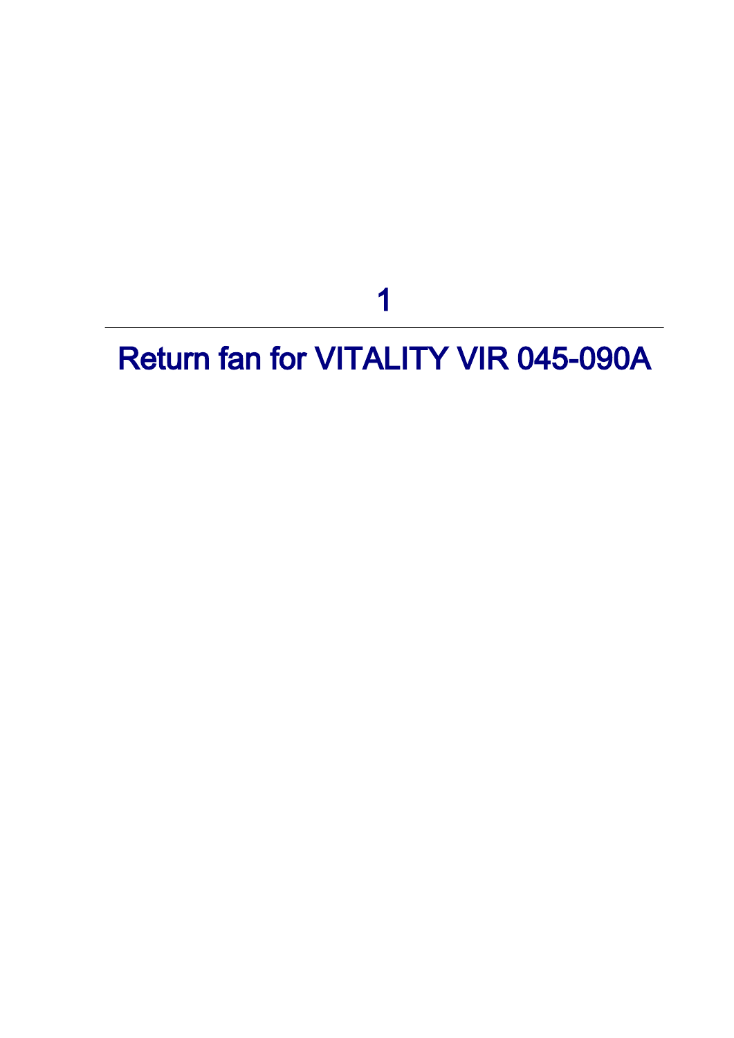# 1

# Return fan for VITALITY VIR 045-090A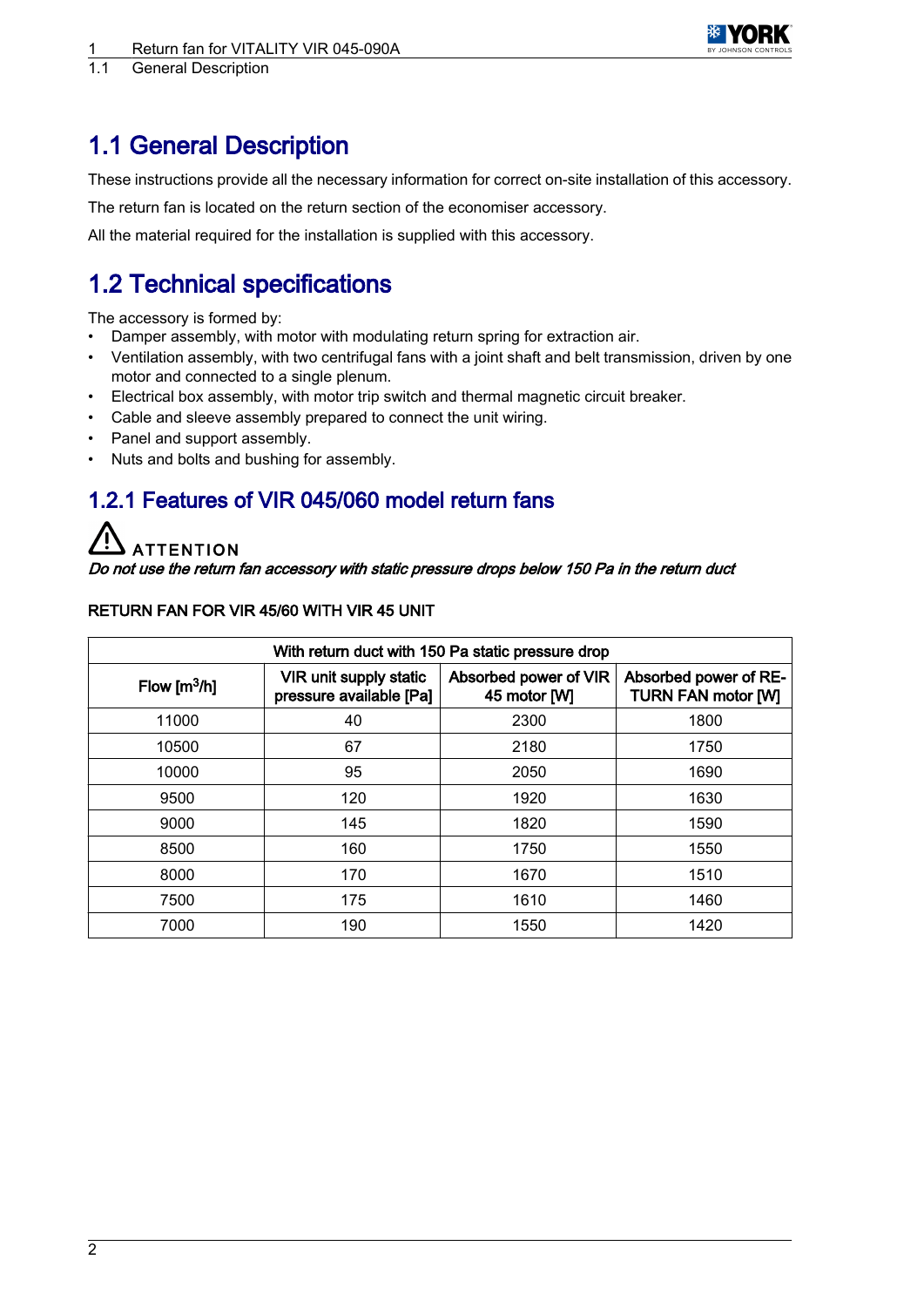# 1.1 General Description

These instructions provide all the necessary information for correct on-site installation of this accessory.

The return fan is located on the return section of the economiser accessory.

All the material required for the installation is supplied with this accessory.

# 1.2 Technical specifications

The accessory is formed by:

- Damper assembly, with motor with modulating return spring for extraction air.
- Ventilation assembly, with two centrifugal fans with a joint shaft and belt transmission, driven by one motor and connected to a single plenum.
- Electrical box assembly, with motor trip switch and thermal magnetic circuit breaker.
- Cable and sleeve assembly prepared to connect the unit wiring.
- Panel and support assembly.
- Nuts and bolts and bushing for assembly.

## 1.2.1 Features of VIR 045/060 model return fans

⚠ ATTENTION

*Do not use the return fan accessory with static pressure drops below 150 Pa in the return duct*

**RETURN FAN FOR VIR 45/60 WITH VIR 45 UNIT**

| With return duct with 150 Pa static pressure drop | | | |
|---|---|---|---|
| Flow [$m^3$/h] | VIR unit supply static pressure available [Pa] | Absorbed power of VIR 45 motor [W] | Absorbed power of RETURN FAN motor [W] |
| 11000 | 40 | 2300 | 1800 |
| 10500 | 67 | 2180 | 1750 |
| 10000 | 95 | 2050 | 1690 |
| 9500 | 120 | 1920 | 1630 |
| 9000 | 145 | 1820 | 1590 |
| 8500 | 160 | 1750 | 1550 |
| 8000 | 170 | 1670 | 1510 |
| 7500 | 175 | 1610 | 1460 |
| 7000 | 190 | 1550 | 1420 |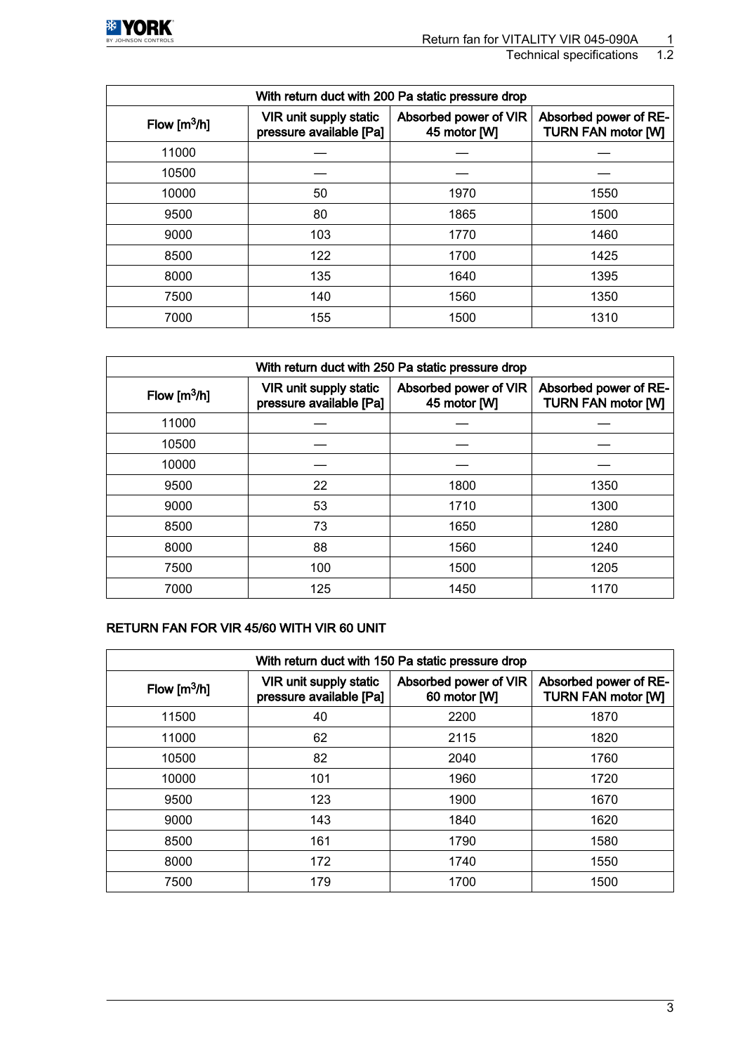| With return duct with 200 Pa static pressure drop | | | |
|---|---|---|---|
| Flow [m$^3$/h] | VIR unit supply static pressure available [Pa] | Absorbed power of VIR 45 motor [W] | Absorbed power of RETURN FAN motor [W] |
| 11000 | — | — | — |
| 10500 | — | — | — |
| 10000 | 50 | 1970 | 1550 |
| 9500 | 80 | 1865 | 1500 |
| 9000 | 103 | 1770 | 1460 |
| 8500 | 122 | 1700 | 1425 |
| 8000 | 135 | 1640 | 1395 |
| 7500 | 140 | 1560 | 1350 |
| 7000 | 155 | 1500 | 1310 |

| With return duct with 250 Pa static pressure drop | | | |
|---|---|---|---|
| Flow [m$^3$/h] | VIR unit supply static pressure available [Pa] | Absorbed power of VIR 45 motor [W] | Absorbed power of RETURN FAN motor [W] |
| 11000 | — | — | — |
| 10500 | — | — | — |
| 10000 | — | — | — |
| 9500 | 22 | 1800 | 1350 |
| 9000 | 53 | 1710 | 1300 |
| 8500 | 73 | 1650 | 1280 |
| 8000 | 88 | 1560 | 1240 |
| 7500 | 100 | 1500 | 1205 |
| 7000 | 125 | 1450 | 1170 |

**RETURN FAN FOR VIR 45/60 WITH VIR 60 UNIT**

| With return duct with 150 Pa static pressure drop | | | |
|---|---|---|---|
| Flow [m$^3$/h] | VIR unit supply static pressure available [Pa] | Absorbed power of VIR 60 motor [W] | Absorbed power of RETURN FAN motor [W] |
| 11500 | 40 | 2200 | 1870 |
| 11000 | 62 | 2115 | 1820 |
| 10500 | 82 | 2040 | 1760 |
| 10000 | 101 | 1960 | 1720 |
| 9500 | 123 | 1900 | 1670 |
| 9000 | 143 | 1840 | 1620 |
| 8500 | 161 | 1790 | 1580 |
| 8000 | 172 | 1740 | 1550 |
| 7500 | 179 | 1700 | 1500 |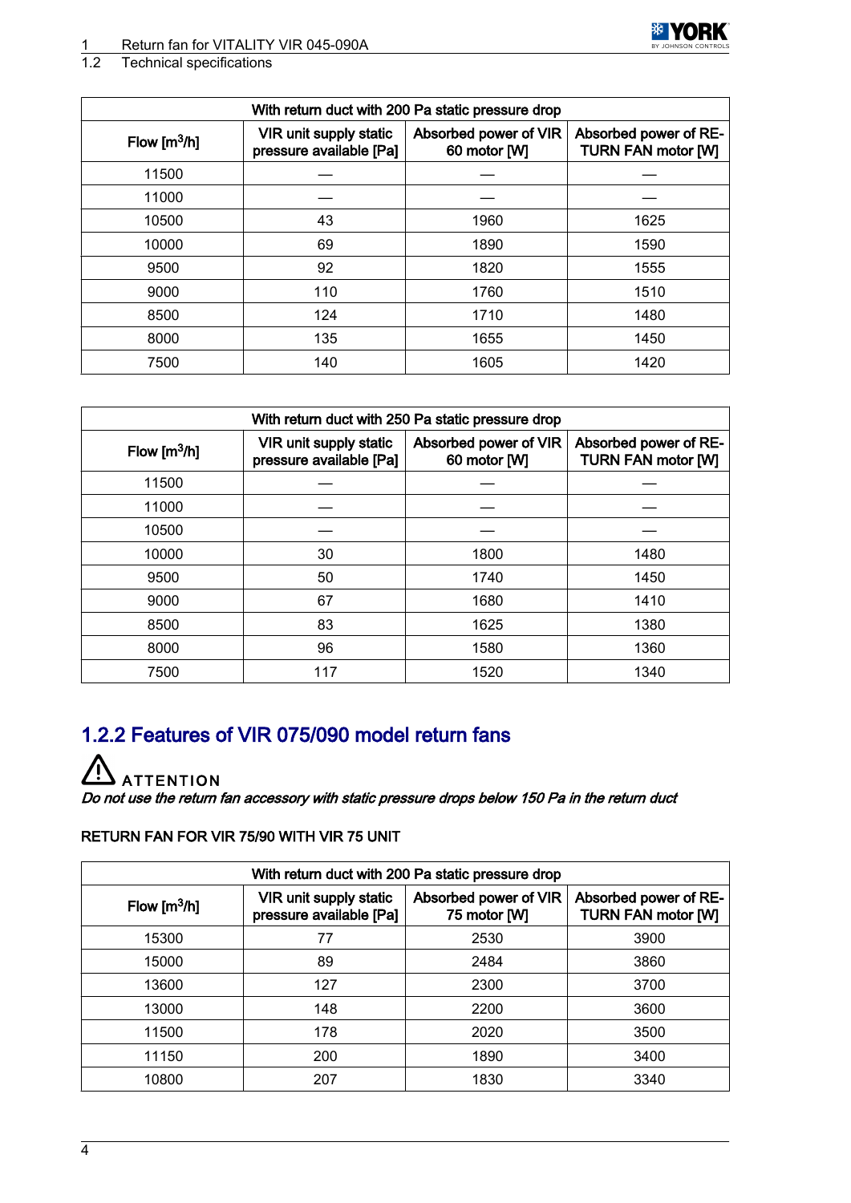| With return duct with 200 Pa static pressure drop | | | |
|---|---|---|---|
| Flow [$m^3$/h] | VIR unit supply static pressure available [Pa] | Absorbed power of VIR 60 motor [W] | Absorbed power of RETURN FAN motor [W] |
| 11500 | — | — | — |
| 11000 | — | — | — |
| 10500 | 43 | 1960 | 1625 |
| 10000 | 69 | 1890 | 1590 |
| 9500 | 92 | 1820 | 1555 |
| 9000 | 110 | 1760 | 1510 |
| 8500 | 124 | 1710 | 1480 |
| 8000 | 135 | 1655 | 1450 |
| 7500 | 140 | 1605 | 1420 |

| With return duct with 250 Pa static pressure drop | | | |
|---|---|---|---|
| Flow [$m^3$/h] | VIR unit supply static pressure available [Pa] | Absorbed power of VIR 60 motor [W] | Absorbed power of RETURN FAN motor [W] |
| 11500 | — | — | — |
| 11000 | — | — | — |
| 10500 | — | — | — |
| 10000 | 30 | 1800 | 1480 |
| 9500 | 50 | 1740 | 1450 |
| 9000 | 67 | 1680 | 1410 |
| 8500 | 83 | 1625 | 1380 |
| 8000 | 96 | 1580 | 1360 |
| 7500 | 117 | 1520 | 1340 |

### 1.2.2 Features of VIR 075/090 model return fans

**ATTENTION**

*Do not use the return fan accessory with static pressure drops below 150 Pa in the return duct*

RETURN FAN FOR VIR 75/90 WITH VIR 75 UNIT

| With return duct with 200 Pa static pressure drop | | | |
|---|---|---|---|
| Flow [$m^3$/h] | VIR unit supply static pressure available [Pa] | Absorbed power of VIR 75 motor [W] | Absorbed power of RETURN FAN motor [W] |
| 15300 | 77 | 2530 | 3900 |
| 15000 | 89 | 2484 | 3860 |
| 13600 | 127 | 2300 | 3700 |
| 13000 | 148 | 2200 | 3600 |
| 11500 | 178 | 2020 | 3500 |
| 11150 | 200 | 1890 | 3400 |
| 10800 | 207 | 1830 | 3340 |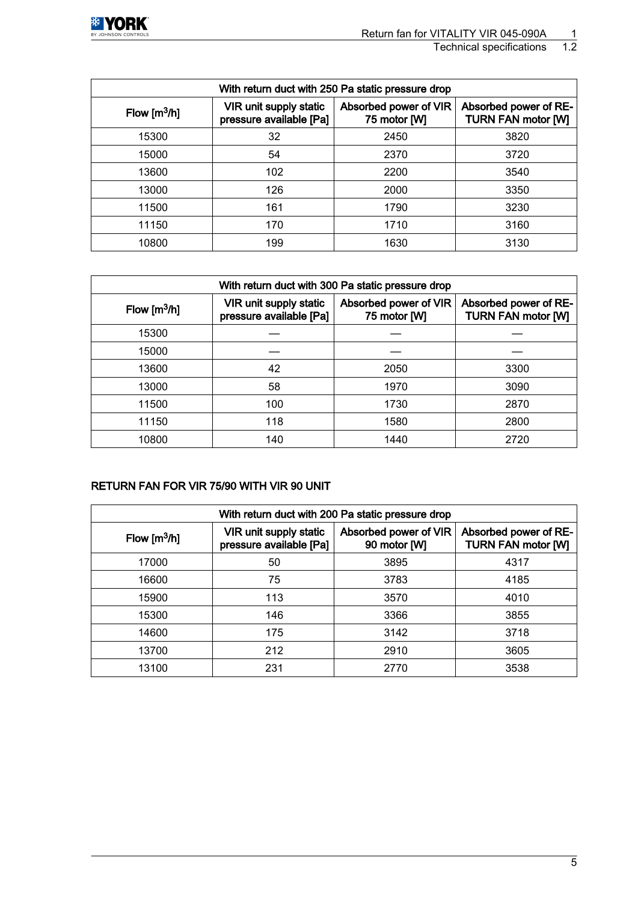| With return duct with 250 Pa static pressure drop | | | |
|---|---|---|---|
| Flow [m$^3$/h] | VIR unit supply static pressure available [Pa] | Absorbed power of VIR 75 motor [W] | Absorbed power of RETURN FAN motor [W] |
| 15300 | 32 | 2450 | 3820 |
| 15000 | 54 | 2370 | 3720 |
| 13600 | 102 | 2200 | 3540 |
| 13000 | 126 | 2000 | 3350 |
| 11500 | 161 | 1790 | 3230 |
| 11150 | 170 | 1710 | 3160 |
| 10800 | 199 | 1630 | 3130 |

| With return duct with 300 Pa static pressure drop | | | |
|---|---|---|---|
| Flow [m$^3$/h] | VIR unit supply static pressure available [Pa] | Absorbed power of VIR 75 motor [W] | Absorbed power of RETURN FAN motor [W] |
| 15300 | — | — | — |
| 15000 | — | — | — |
| 13600 | 42 | 2050 | 3300 |
| 13000 | 58 | 1970 | 3090 |
| 11500 | 100 | 1730 | 2870 |
| 11150 | 118 | 1580 | 2800 |
| 10800 | 140 | 1440 | 2720 |

**RETURN FAN FOR VIR 75/90 WITH VIR 90 UNIT**

| With return duct with 200 Pa static pressure drop | | | |
|---|---|---|---|
| Flow [m$^3$/h] | VIR unit supply static pressure available [Pa] | Absorbed power of VIR 90 motor [W] | Absorbed power of RETURN FAN motor [W] |
| 17000 | 50 | 3895 | 4317 |
| 16600 | 75 | 3783 | 4185 |
| 15900 | 113 | 3570 | 4010 |
| 15300 | 146 | 3366 | 3855 |
| 14600 | 175 | 3142 | 3718 |
| 13700 | 212 | 2910 | 3605 |
| 13100 | 231 | 2770 | 3538 |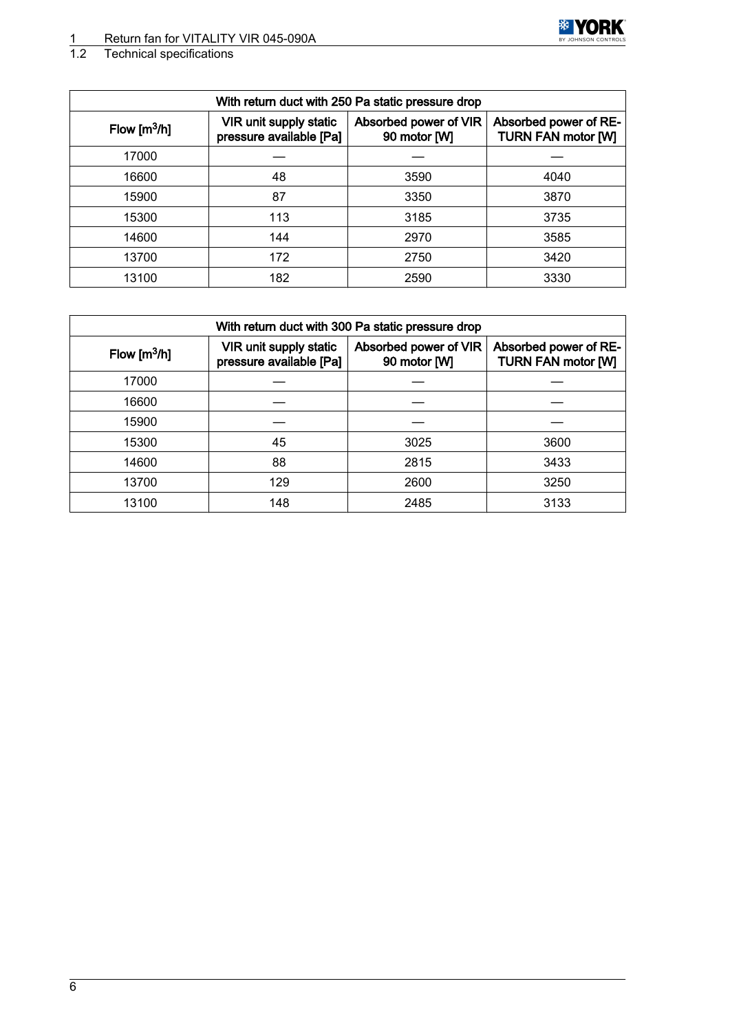| With return duct with 250 Pa static pressure drop | | | |
|---|---|---|---|
| Flow [m$^3$/h] | VIR unit supply static pressure available [Pa] | Absorbed power of VIR 90 motor [W] | Absorbed power of RETURN FAN motor [W] |
| 17000 | — | — | — |
| 16600 | 48 | 3590 | 4040 |
| 15900 | 87 | 3350 | 3870 |
| 15300 | 113 | 3185 | 3735 |
| 14600 | 144 | 2970 | 3585 |
| 13700 | 172 | 2750 | 3420 |
| 13100 | 182 | 2590 | 3330 |

| With return duct with 300 Pa static pressure drop | | | |
|---|---|---|---|
| Flow [m$^3$/h] | VIR unit supply static pressure available [Pa] | Absorbed power of VIR 90 motor [W] | Absorbed power of RETURN FAN motor [W] |
| 17000 | — | — | — |
| 16600 | — | — | — |
| 15900 | — | — | — |
| 15300 | 45 | 3025 | 3600 |
| 14600 | 88 | 2815 | 3433 |
| 13700 | 129 | 2600 | 3250 |
| 13100 | 148 | 2485 | 3133 |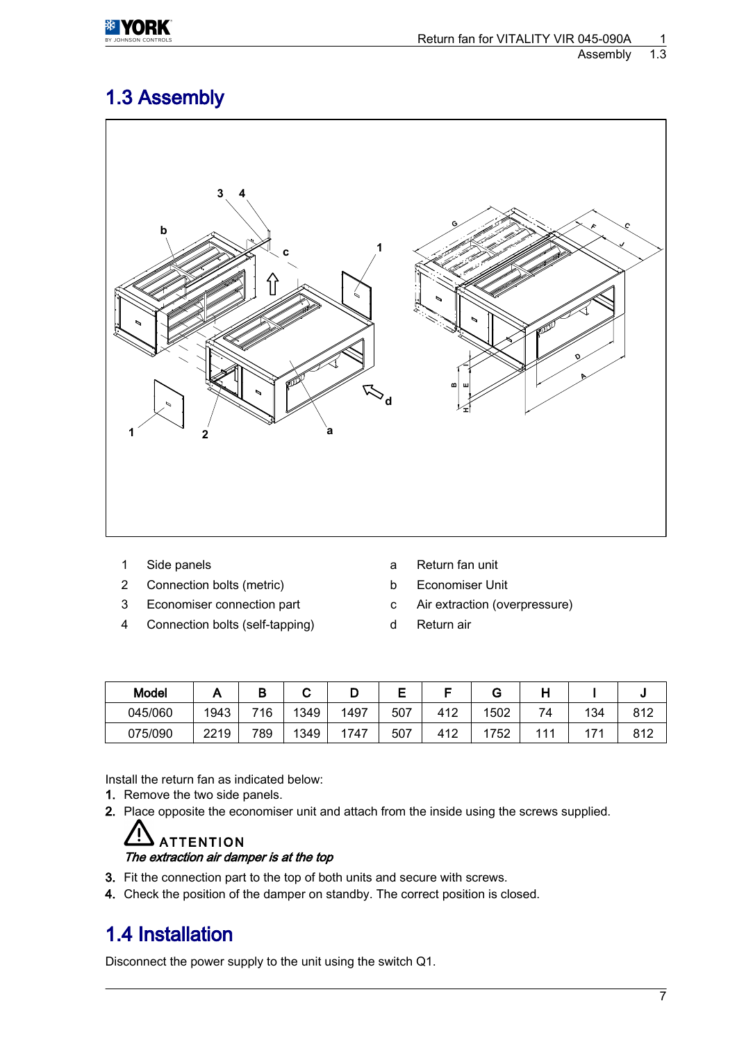## 1.3 Assembly

1 Side panels
2 Connection bolts (metric)
3 Economiser connection part
4 Connection bolts (self-tapping)

a Return fan unit
b Economiser Unit
c Air extraction (overpressure)
d Return air

| Model | A | B | C | D | E | F | G | H | I | J |
|---|---|---|---|---|---|---|---|---|---|---|
| 045/060 | 1943 | 716 | 1349 | 1497 | 507 | 412 | 1502 | 74 | 134 | 812 |
| 075/090 | 2219 | 789 | 1349 | 1747 | 507 | 412 | 1752 | 111 | 171 | 812 |

Install the return fan as indicated below:

1. Remove the two side panels.
2. Place opposite the economiser unit and attach from the inside using the screws supplied.

**ATTENTION**
***The extraction air damper is at the top***

3. Fit the connection part to the top of both units and secure with screws.
4. Check the position of the damper on standby. The correct position is closed.

## 1.4 Installation

Disconnect the power supply to the unit using the switch Q1.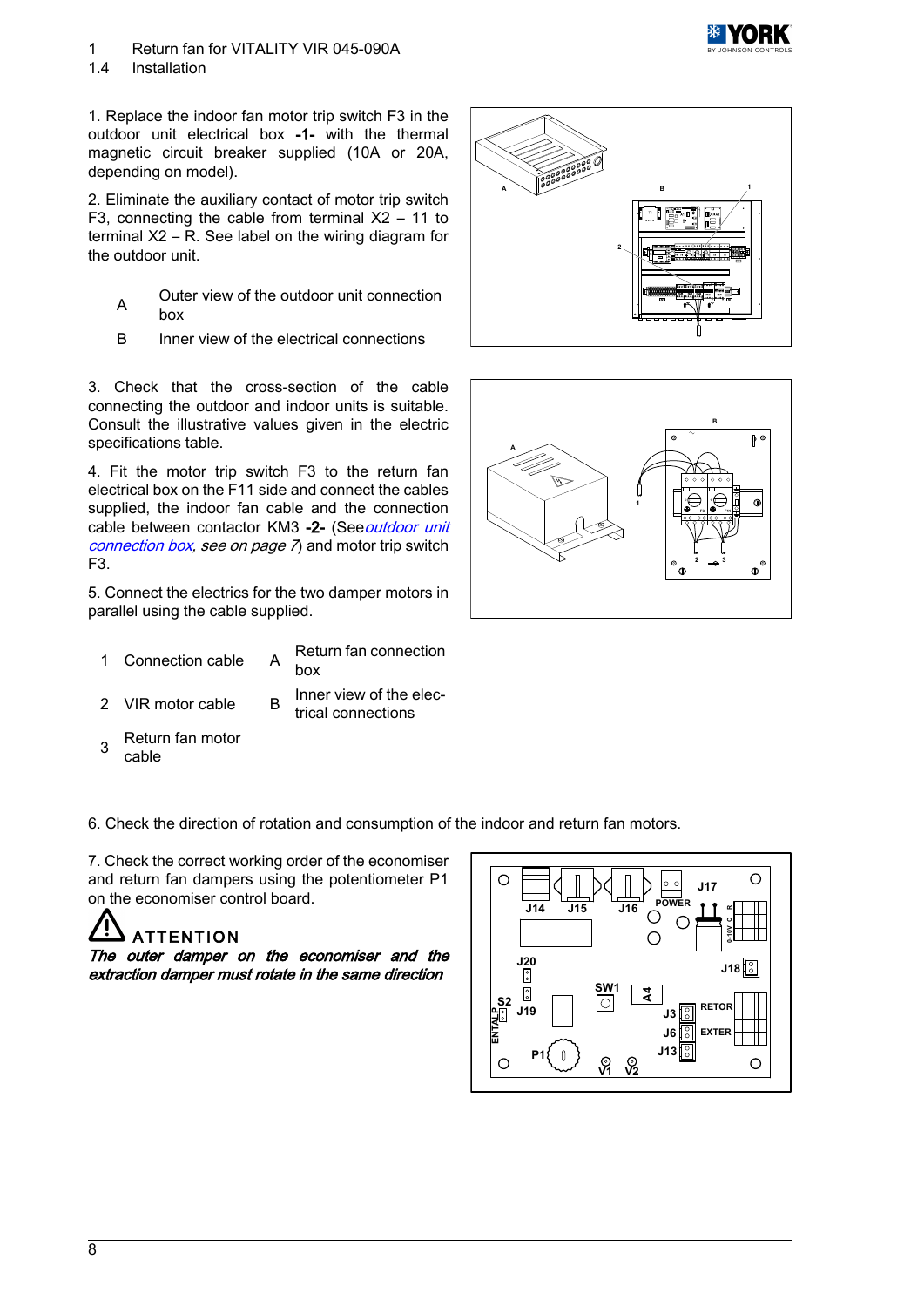### 1.4 Installation

1. Replace the indoor fan motor trip switch F3 in the outdoor unit electrical box **-1-** with the thermal magnetic circuit breaker supplied (10A or 20A, depending on model).

2. Eliminate the auxiliary contact of motor trip switch F3, connecting the cable from terminal X2 – 11 to terminal X2 – R. See label on the wiring diagram for the outdoor unit.

| | |
|---|---|
| A | Outer view of the outdoor unit connection box |
| B | Inner view of the electrical connections |

3. Check that the cross-section of the cable connecting the outdoor and indoor units is suitable. Consult the illustrative values given in the electric specifications table.

4. Fit the motor trip switch F3 to the return fan electrical box on the F11 side and connect the cables supplied, the indoor fan cable and the connection cable between contactor KM3 **-2-** (See *outdoor unit connection box, see on page 7*) and motor trip switch F3.

5. Connect the electrics for the two damper motors in parallel using the cable supplied.

| | | | |
|---|---|---|---|
| 1 | Connection cable | A | Return fan connection box |
| 2 | VIR motor cable | B | Inner view of the electrical connections |
| 3 | Return fan motor cable | | |

6. Check the direction of rotation and consumption of the indoor and return fan motors.

7. Check the correct working order of the economiser and return fan dampers using the potentiometer P1 on the economiser control board.

**ATTENTION**

***The outer damper on the economiser and the extraction damper must rotate in the same direction***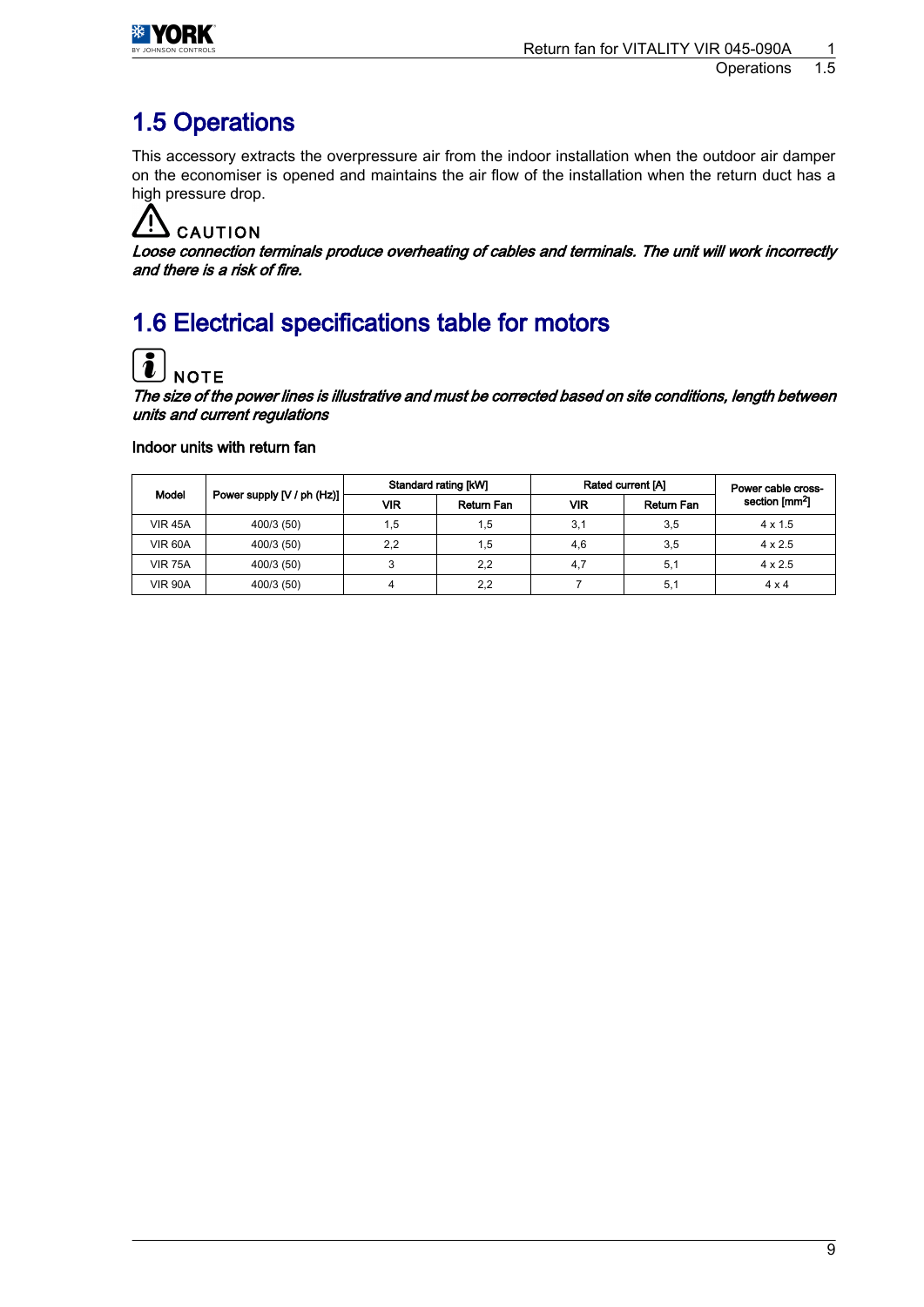# 1.5 Operations

This accessory extracts the overpressure air from the indoor installation when the outdoor air damper on the economiser is opened and maintains the air flow of the installation when the return duct has a high pressure drop.

**CAUTION**

***Loose connection terminals produce overheating of cables and terminals. The unit will work incorrectly and there is a risk of fire.***

# 1.6 Electrical specifications table for motors

**NOTE**

***The size of the power lines is illustrative and must be corrected based on site conditions, length between units and current regulations***

**Indoor units with return fan**

| Model | Power supply [V / ph (Hz)] | Standard rating [kW] | | Rated current [A] | | Power cable cross-section [mm$^2$] |
|---|---|---|---|---|---|---|
| | | VIR | Return Fan | VIR | Return Fan | |
| VIR 45A | 400/3 (50) | 1,5 | 1,5 | 3,1 | 3,5 | 4 x 1.5 |
| VIR 60A | 400/3 (50) | 2,2 | 1,5 | 4,6 | 3,5 | 4 x 2.5 |
| VIR 75A | 400/3 (50) | 3 | 2,2 | 4,7 | 5,1 | 4 x 2.5 |
| VIR 90A | 400/3 (50) | 4 | 2,2 | 7 | 5,1 | 4 x 4 |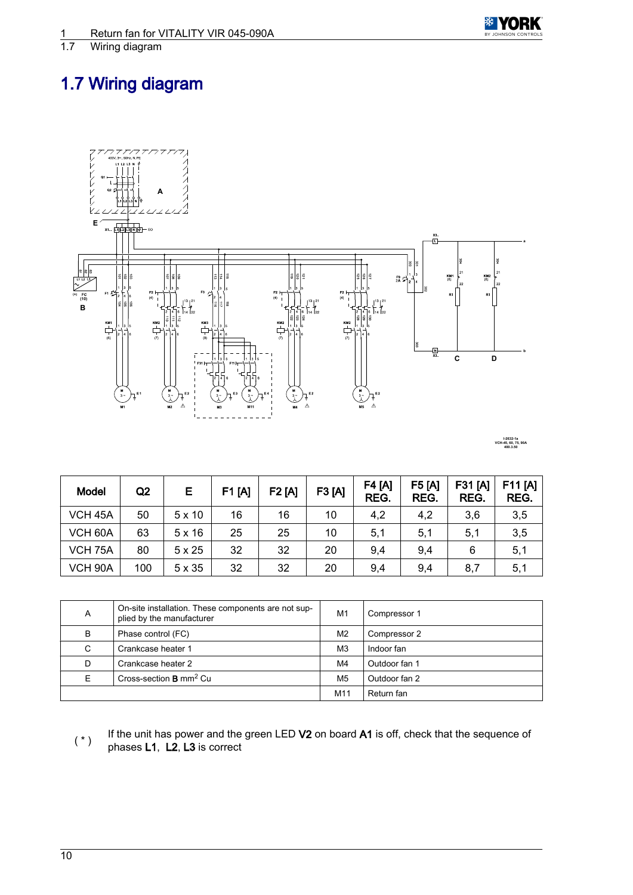# 1.7 Wiring diagram

| Model | Q2 | E | F1 [A] | F2 [A] | F3 [A] | F4 [A] REG. | F5 [A] REG. | F31 [A] REG. | F11 [A] REG. |
|---|---|---|---|---|---|---|---|---|---|
| VCH 45A | 50 | 5 x 10 | 16 | 16 | 10 | 4,2 | 4,2 | 3,6 | 3,5 |
| VCH 60A | 63 | 5 x 16 | 25 | 25 | 10 | 5,1 | 5,1 | 5,1 | 3,5 |
| VCH 75A | 80 | 5 x 25 | 32 | 32 | 20 | 9,4 | 9,4 | 6 | 5,1 |
| VCH 90A | 100 | 5 x 35 | 32 | 32 | 20 | 9,4 | 9,4 | 8,7 | 5,1 |

| | | | |
|---|---|---|---|
| A | On-site installation. These components are not supplied by the manufacturer | M1 | Compressor 1 |
| B | Phase control (FC) | M2 | Compressor 2 |
| C | Crankcase heater 1 | M3 | Indoor fan |
| D | Crankcase heater 2 | M4 | Outdoor fan 1 |
| E | Cross-section **B** mm$^2$ Cu | M5 | Outdoor fan 2 |
| | | M11 | Return fan |

( * ) If the unit has power and the green LED **V2** on board **A1** is off, check that the sequence of phases **L1**, **L2**, **L3** is correct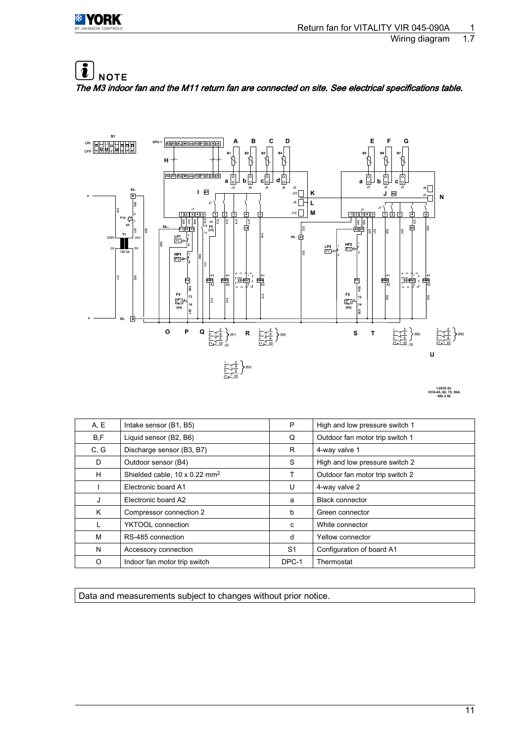**NOTE**

***The M3 indoor fan and the M11 return fan are connected on site. See electrical specifications table.***

| | | | |
|---|---|---|---|
| A, E | Intake sensor (B1, B5) | P | High and low pressure switch 1 |
| B,F | Liquid sensor (B2, B6) | Q | Outdoor fan motor trip switch 1 |
| C, G | Discharge sensor (B3, B7) | R | 4-way valve 1 |
| D | Outdoor sensor (B4) | S | High and low pressure switch 2 |
| H | Shielded cable, 10 x 0.22 mm$^2$ | T | Outdoor fan motor trip switch 2 |
| I | Electronic board A1 | U | 4-way valve 2 |
| J | Electronic board A2 | a | Black connector |
| K | Compressor connection 2 | b | Green connector |
| L | YKTOOL connection | c | White connector |
| M | RS-485 connection | d | Yellow connector |
| N | Accessory connection | S1 | Configuration of board A1 |
| O | Indoor fan motor trip switch | DPC-1 | Thermostat |

Data and measurements subject to changes without prior notice.